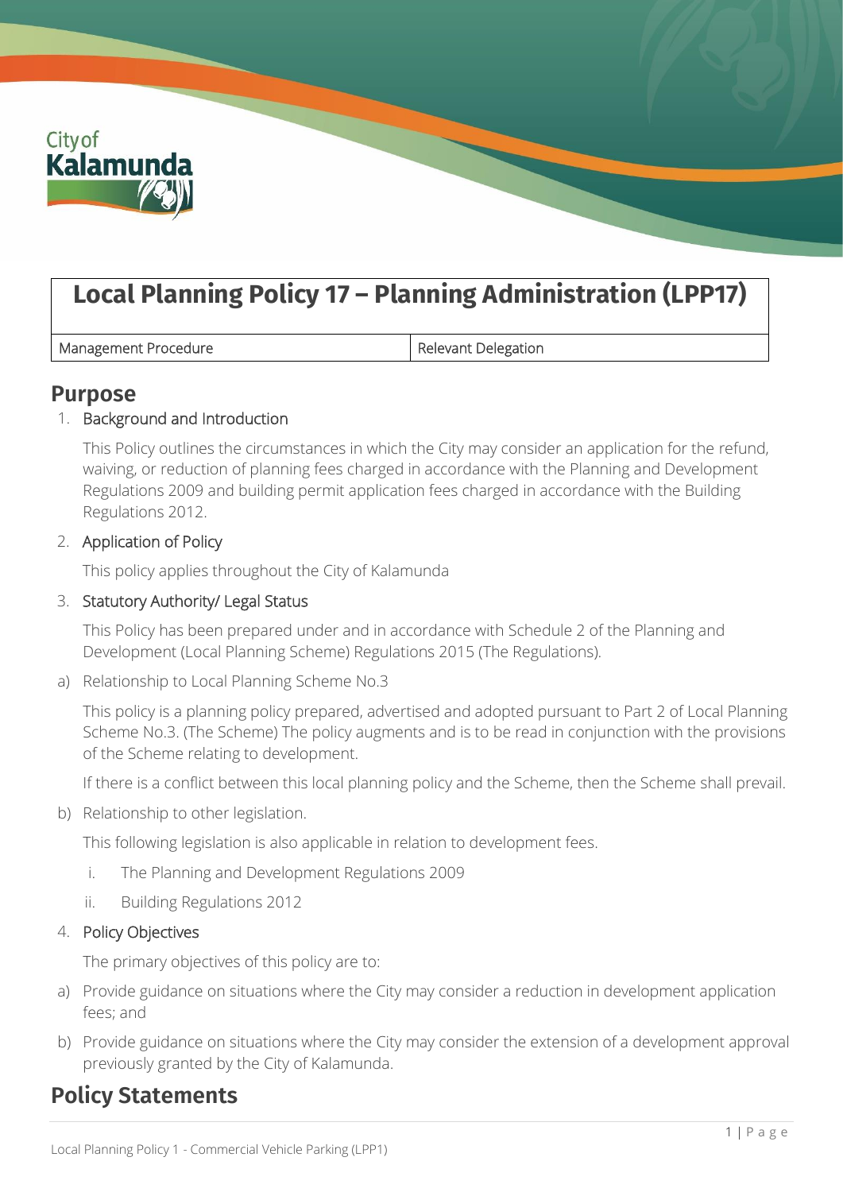City of Kalamunda

# Local Planning Policy 17 – Planning Administration (LPP17)

| Management Procedure | Relevant Delegation |
| --- | --- |

## Purpose

1. Background and Introduction

   This Policy outlines the circumstances in which the City may consider an application for the refund, waiving, or reduction of planning fees charged in accordance with the Planning and Development Regulations 2009 and building permit application fees charged in accordance with the Building Regulations 2012.

2. Application of Policy

   This policy applies throughout the City of Kalamunda

3. Statutory Authority/ Legal Status

   This Policy has been prepared under and in accordance with Schedule 2 of the Planning and Development (Local Planning Scheme) Regulations 2015 (The Regulations).

a) Relationship to Local Planning Scheme No.3

   This policy is a planning policy prepared, advertised and adopted pursuant to Part 2 of Local Planning Scheme No.3. (The Scheme) The policy augments and is to be read in conjunction with the provisions of the Scheme relating to development.

   If there is a conflict between this local planning policy and the Scheme, then the Scheme shall prevail.

b) Relationship to other legislation.

   This following legislation is also applicable in relation to development fees.

   i. The Planning and Development Regulations 2009
   ii. Building Regulations 2012

4. Policy Objectives

   The primary objectives of this policy are to:

a) Provide guidance on situations where the City may consider a reduction in development application fees; and
b) Provide guidance on situations where the City may consider the extension of a development approval previously granted by the City of Kalamunda.

## Policy Statements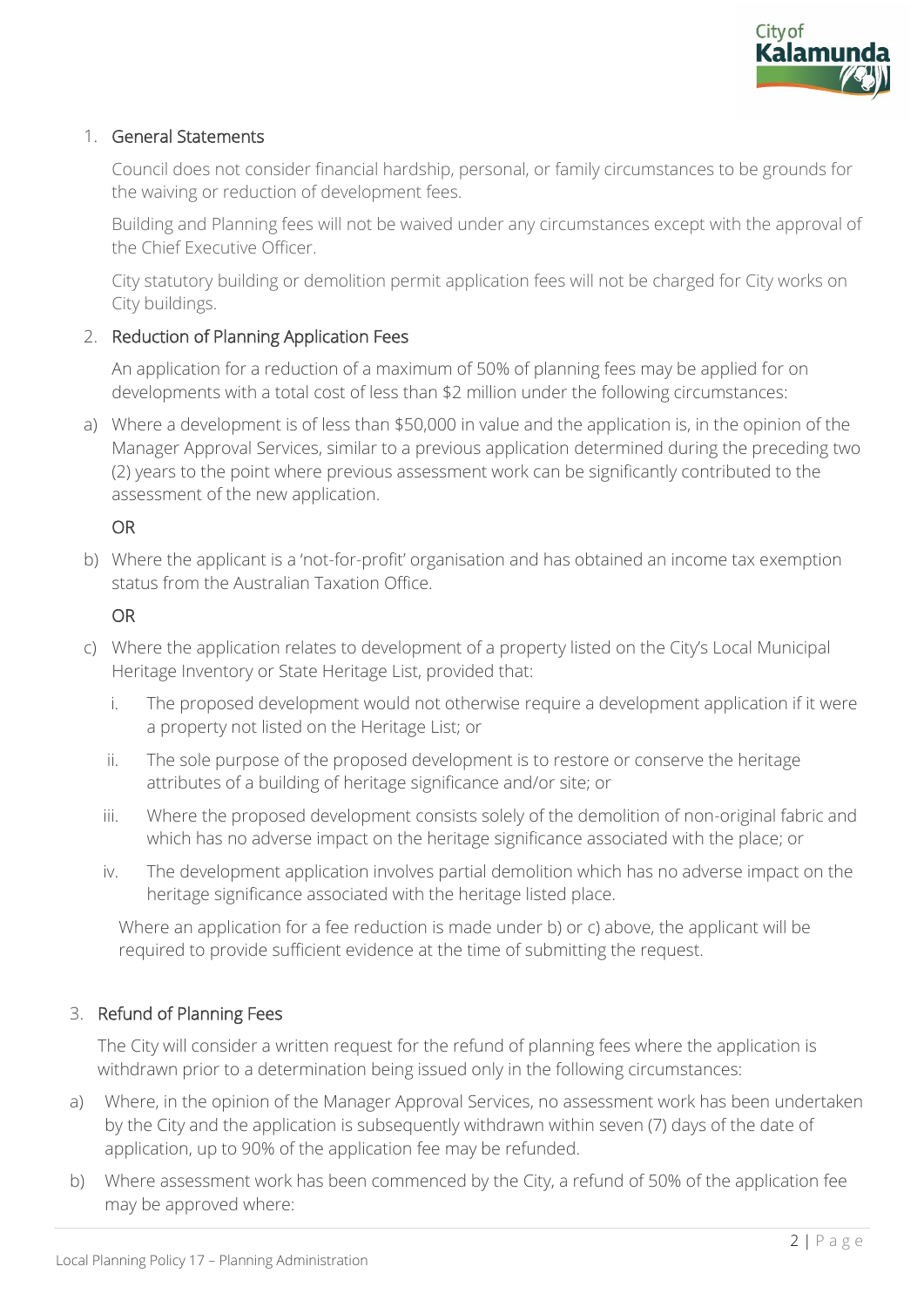## 1. General Statements

Council does not consider financial hardship, personal, or family circumstances to be grounds for the waiving or reduction of development fees.

Building and Planning fees will not be waived under any circumstances except with the approval of the Chief Executive Officer.

City statutory building or demolition permit application fees will not be charged for City works on City buildings.

## 2. Reduction of Planning Application Fees

An application for a reduction of a maximum of 50% of planning fees may be applied for on developments with a total cost of less than $2 million under the following circumstances:

a) Where a development is of less than $50,000 in value and the application is, in the opinion of the Manager Approval Services, similar to a previous application determined during the preceding two (2) years to the point where previous assessment work can be significantly contributed to the assessment of the new application.

OR

b) Where the applicant is a 'not-for-profit' organisation and has obtained an income tax exemption status from the Australian Taxation Office.

OR

c) Where the application relates to development of a property listed on the City's Local Municipal Heritage Inventory or State Heritage List, provided that:

   i. The proposed development would not otherwise require a development application if it were a property not listed on the Heritage List; or

   ii. The sole purpose of the proposed development is to restore or conserve the heritage attributes of a building of heritage significance and/or site; or

   iii. Where the proposed development consists solely of the demolition of non-original fabric and which has no adverse impact on the heritage significance associated with the place; or

   iv. The development application involves partial demolition which has no adverse impact on the heritage significance associated with the heritage listed place.

Where an application for a fee reduction is made under b) or c) above, the applicant will be required to provide sufficient evidence at the time of submitting the request.

## 3. Refund of Planning Fees

The City will consider a written request for the refund of planning fees where the application is withdrawn prior to a determination being issued only in the following circumstances:

a) Where, in the opinion of the Manager Approval Services, no assessment work has been undertaken by the City and the application is subsequently withdrawn within seven (7) days of the date of application, up to 90% of the application fee may be refunded.

b) Where assessment work has been commenced by the City, a refund of 50% of the application fee may be approved where: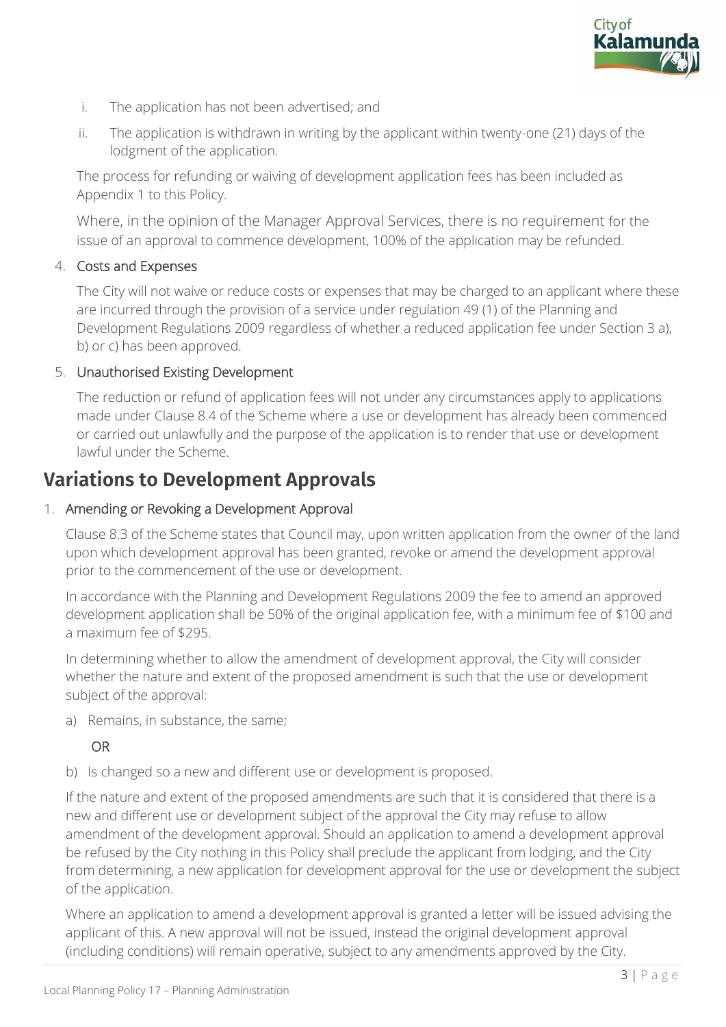i. The application has not been advertised; and

ii. The application is withdrawn in writing by the applicant within twenty-one (21) days of the lodgment of the application.

The process for refunding or waiving of development application fees has been included as Appendix 1 to this Policy.

Where, in the opinion of the Manager Approval Services, there is no requirement for the issue of an approval to commence development, 100% of the application may be refunded.

4. Costs and Expenses

The City will not waive or reduce costs or expenses that may be charged to an applicant where these are incurred through the provision of a service under regulation 49 (1) of the Planning and Development Regulations 2009 regardless of whether a reduced application fee under Section 3 a), b) or c) has been approved.

5. Unauthorised Existing Development

The reduction or refund of application fees will not under any circumstances apply to applications made under Clause 8.4 of the Scheme where a use or development has already been commenced or carried out unlawfully and the purpose of the application is to render that use or development lawful under the Scheme.

## Variations to Development Approvals

1. Amending or Revoking a Development Approval

Clause 8.3 of the Scheme states that Council may, upon written application from the owner of the land upon which development approval has been granted, revoke or amend the development approval prior to the commencement of the use or development.

In accordance with the Planning and Development Regulations 2009 the fee to amend an approved development application shall be 50% of the original application fee, with a minimum fee of $100 and a maximum fee of $295.

In determining whether to allow the amendment of development approval, the City will consider whether the nature and extent of the proposed amendment is such that the use or development subject of the approval:

a) Remains, in substance, the same;

OR

b) Is changed so a new and different use or development is proposed.

If the nature and extent of the proposed amendments are such that it is considered that there is a new and different use or development subject of the approval the City may refuse to allow amendment of the development approval. Should an application to amend a development approval be refused by the City nothing in this Policy shall preclude the applicant from lodging, and the City from determining, a new application for development approval for the use or development the subject of the application.

Where an application to amend a development approval is granted a letter will be issued advising the applicant of this. A new approval will not be issued, instead the original development approval (including conditions) will remain operative, subject to any amendments approved by the City.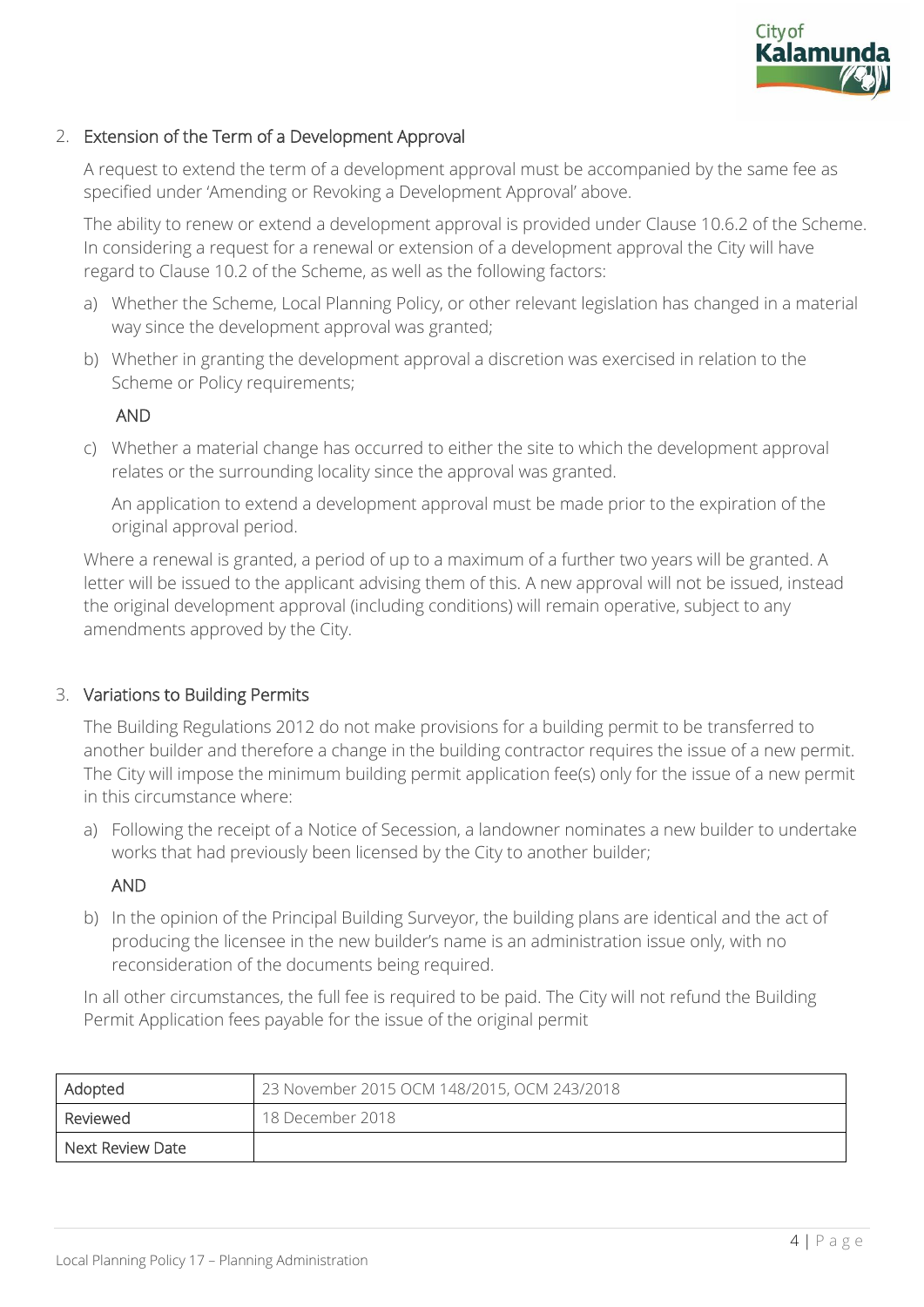## 2. Extension of the Term of a Development Approval

A request to extend the term of a development approval must be accompanied by the same fee as specified under 'Amending or Revoking a Development Approval' above.

The ability to renew or extend a development approval is provided under Clause 10.6.2 of the Scheme. In considering a request for a renewal or extension of a development approval the City will have regard to Clause 10.2 of the Scheme, as well as the following factors:

a) Whether the Scheme, Local Planning Policy, or other relevant legislation has changed in a material way since the development approval was granted;

b) Whether in granting the development approval a discretion was exercised in relation to the Scheme or Policy requirements;

AND

c) Whether a material change has occurred to either the site to which the development approval relates or the surrounding locality since the approval was granted.

An application to extend a development approval must be made prior to the expiration of the original approval period.

Where a renewal is granted, a period of up to a maximum of a further two years will be granted. A letter will be issued to the applicant advising them of this. A new approval will not be issued, instead the original development approval (including conditions) will remain operative, subject to any amendments approved by the City.

## 3. Variations to Building Permits

The Building Regulations 2012 do not make provisions for a building permit to be transferred to another builder and therefore a change in the building contractor requires the issue of a new permit. The City will impose the minimum building permit application fee(s) only for the issue of a new permit in this circumstance where:

a) Following the receipt of a Notice of Secession, a landowner nominates a new builder to undertake works that had previously been licensed by the City to another builder;

AND

b) In the opinion of the Principal Building Surveyor, the building plans are identical and the act of producing the licensee in the new builder's name is an administration issue only, with no reconsideration of the documents being required.

In all other circumstances, the full fee is required to be paid. The City will not refund the Building Permit Application fees payable for the issue of the original permit

| | |
|---|---|
| Adopted | 23 November 2015 OCM 148/2015, OCM 243/2018 |
| Reviewed | 18 December 2018 |
| Next Review Date | |